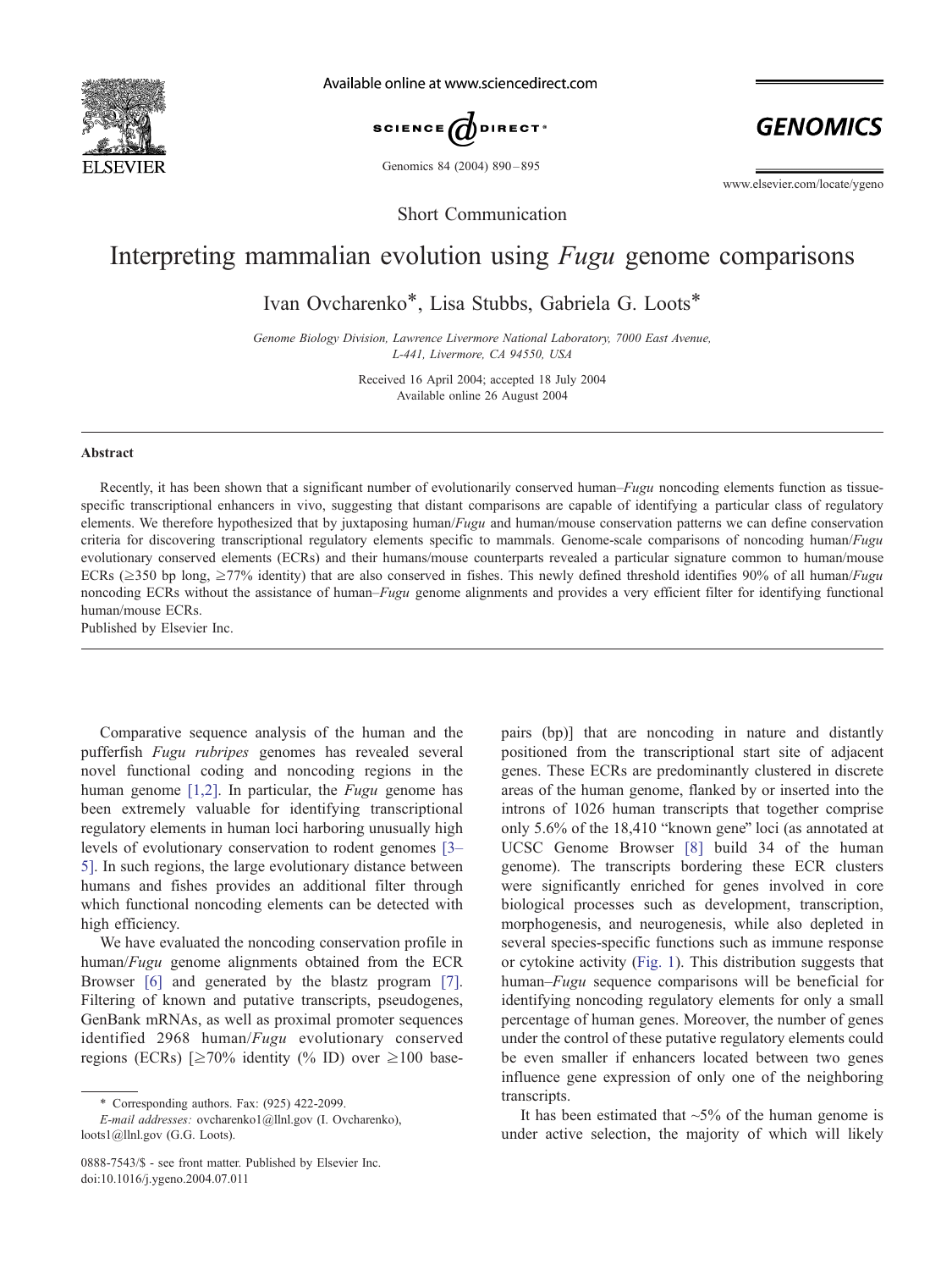Short Communication

# Interpreting mammalian evolution using *Fugu* genome comparisons

Ivan Ovcharenko*, Lisa Stubbs, Gabriela G. Loots*

*Genome Biology Division, Lawrence Livermore National Laboratory, 7000 East Avenue, L-441, Livermore, CA 94550, USA*

Received 16 April 2004; accepted 18 July 2004

Available online 26 August 2004

## Abstract

Recently, it has been shown that a significant number of evolutionarily conserved human–*Fugu* noncoding elements function as tissue-specific transcriptional enhancers in vivo, suggesting that distant comparisons are capable of identifying a particular class of regulatory elements. We therefore hypothesized that by juxtaposing human/*Fugu* and human/mouse conservation patterns we can define conservation criteria for discovering transcriptional regulatory elements specific to mammals. Genome-scale comparisons of noncoding human/*Fugu* evolutionary conserved elements (ECRs) and their humans/mouse counterparts revealed a particular signature common to human/mouse ECRs (≥350 bp long, ≥77% identity) that are also conserved in fishes. This newly defined threshold identifies 90% of all human/*Fugu* noncoding ECRs without the assistance of human–*Fugu* genome alignments and provides a very efficient filter for identifying functional human/mouse ECRs.

Published by Elsevier Inc.

Comparative sequence analysis of the human and the pufferfish *Fugu rubripes* genomes has revealed several novel functional coding and noncoding regions in the human genome [1,2]. In particular, the *Fugu* genome has been extremely valuable for identifying transcriptional regulatory elements in human loci harboring unusually high levels of evolutionary conservation to rodent genomes [3–5]. In such regions, the large evolutionary distance between humans and fishes provides an additional filter through which functional noncoding elements can be detected with high efficiency.

We have evaluated the noncoding conservation profile in human/*Fugu* genome alignments obtained from the ECR Browser [6] and generated by the blastz program [7]. Filtering of known and putative transcripts, pseudogenes, GenBank mRNAs, as well as proximal promoter sequences identified 2968 human/*Fugu* evolutionary conserved regions (ECRs) [≥70% identity (% ID) over ≥100 basepairs (bp)] that are noncoding in nature and distantly positioned from the transcriptional start site of adjacent genes. These ECRs are predominantly clustered in discrete areas of the human genome, flanked by or inserted into the introns of 1026 human transcripts that together comprise only 5.6% of the 18,410 "known gene" loci (as annotated at UCSC Genome Browser [8] build 34 of the human genome). The transcripts bordering these ECR clusters were significantly enriched for genes involved in core biological processes such as development, transcription, morphogenesis, and neurogenesis, while also depleted in several species-specific functions such as immune response or cytokine activity (Fig. 1). This distribution suggests that human–*Fugu* sequence comparisons will be beneficial for identifying noncoding regulatory elements for only a small percentage of human genes. Moreover, the number of genes under the control of these putative regulatory elements could be even smaller if enhancers located between two genes influence gene expression of only one of the neighboring transcripts.

It has been estimated that ~5% of the human genome is under active selection, the majority of which will likely

---

\* Corresponding authors. Fax: (925) 422-2099.

*E-mail addresses:* ovcharenko1@llnl.gov (I. Ovcharenko), loots1@llnl.gov (G.G. Loots).

0888-7543/$ - see front matter. Published by Elsevier Inc.
doi:10.1016/j.ygeno.2004.07.011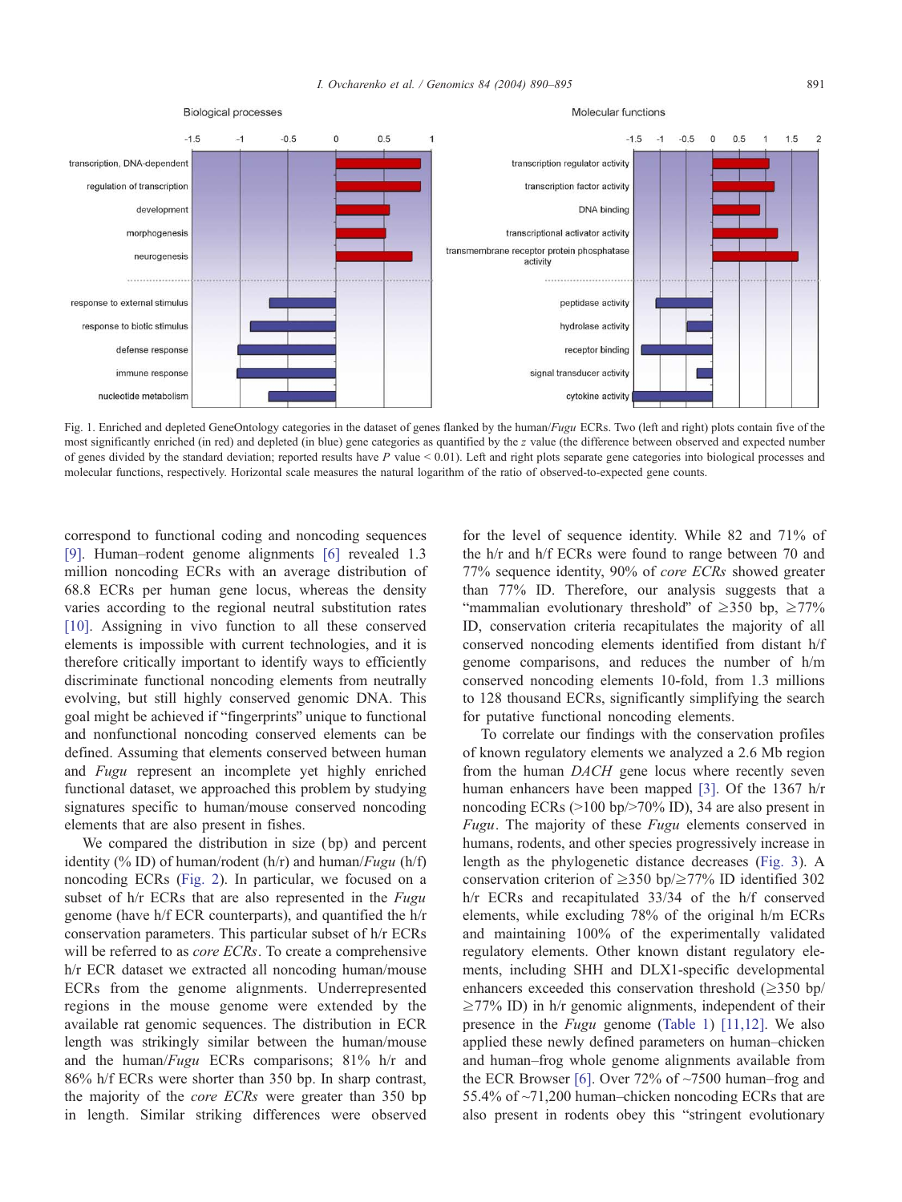Fig. 1. Enriched and depleted GeneOntology categories in the dataset of genes flanked by the human/*Fugu* ECRs. Two (left and right) plots contain five of the most significantly enriched (in red) and depleted (in blue) gene categories as quantified by the *z* value (the difference between observed and expected number of genes divided by the standard deviation; reported results have *P* value < 0.01). Left and right plots separate gene categories into biological processes and molecular functions, respectively. Horizontal scale measures the natural logarithm of the ratio of observed-to-expected gene counts.

correspond to functional coding and noncoding sequences [9]. Human–rodent genome alignments [6] revealed 1.3 million noncoding ECRs with an average distribution of 68.8 ECRs per human gene locus, whereas the density varies according to the regional neutral substitution rates [10]. Assigning in vivo function to all these conserved elements is impossible with current technologies, and it is therefore critically important to identify ways to efficiently discriminate functional noncoding elements from neutrally evolving, but still highly conserved genomic DNA. This goal might be achieved if "fingerprints" unique to functional and nonfunctional noncoding conserved elements can be defined. Assuming that elements conserved between human and *Fugu* represent an incomplete yet highly enriched functional dataset, we approached this problem by studying signatures specific to human/mouse conserved noncoding elements that are also present in fishes.

We compared the distribution in size (bp) and percent identity (% ID) of human/rodent (h/r) and human/*Fugu* (h/f) noncoding ECRs (Fig. 2). In particular, we focused on a subset of h/r ECRs that are also represented in the *Fugu* genome (have h/f ECR counterparts), and quantified the h/r conservation parameters. This particular subset of h/r ECRs will be referred to as *core ECRs*. To create a comprehensive h/r ECR dataset we extracted all noncoding human/mouse ECRs from the genome alignments. Underrepresented regions in the mouse genome were extended by the available rat genomic sequences. The distribution in ECR length was strikingly similar between the human/mouse and the human/*Fugu* ECRs comparisons; 81% h/r and 86% h/f ECRs were shorter than 350 bp. In sharp contrast, the majority of the *core ECRs* were greater than 350 bp in length. Similar striking differences were observed for the level of sequence identity. While 82 and 71% of the h/r and h/f ECRs were found to range between 70 and 77% sequence identity, 90% of *core ECRs* showed greater than 77% ID. Therefore, our analysis suggests that a "mammalian evolutionary threshold" of ≥350 bp, ≥77% ID, conservation criteria recapitulates the majority of all conserved noncoding elements identified from distant h/f genome comparisons, and reduces the number of h/m conserved noncoding elements 10-fold, from 1.3 millions to 128 thousand ECRs, significantly simplifying the search for putative functional noncoding elements.

To correlate our findings with the conservation profiles of known regulatory elements we analyzed a 2.6 Mb region from the human *DACH* gene locus where recently seven human enhancers have been mapped [3]. Of the 1367 h/r noncoding ECRs (>100 bp/>70% ID), 34 are also present in *Fugu*. The majority of these *Fugu* elements conserved in humans, rodents, and other species progressively increase in length as the phylogenetic distance decreases (Fig. 3). A conservation criterion of ≥350 bp/≥77% ID identified 302 h/r ECRs and recapitulated 33/34 of the h/f conserved elements, while excluding 78% of the original h/m ECRs and maintaining 100% of the experimentally validated regulatory elements. Other known distant regulatory elements, including SHH and DLX1-specific developmental enhancers exceeded this conservation threshold (≥350 bp/≥77% ID) in h/r genomic alignments, independent of their presence in the *Fugu* genome (Table 1) [11,12]. We also applied these newly defined parameters on human–chicken and human–frog whole genome alignments available from the ECR Browser [6]. Over 72% of ~7500 human–frog and 55.4% of ~71,200 human–chicken noncoding ECRs that are also present in rodents obey this "stringent evolutionary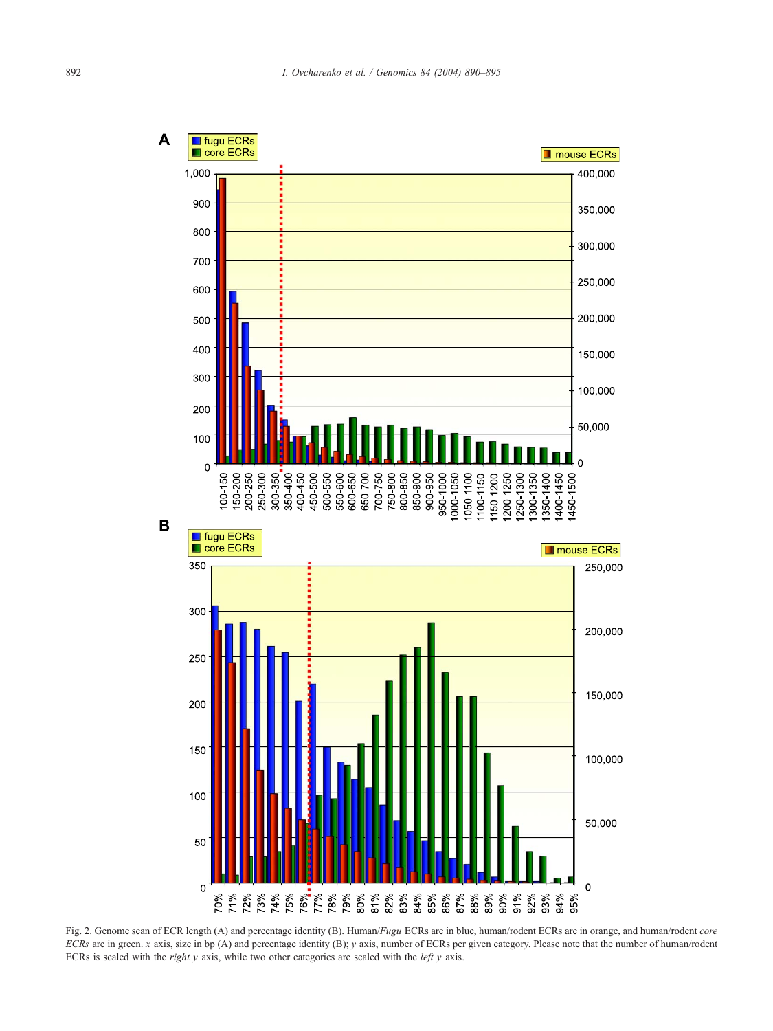Fig. 2. Genome scan of ECR length (A) and percentage identity (B). Human/*Fugu* ECRs are in blue, human/rodent ECRs are in orange, and human/rodent *core ECRs* are in green. *x* axis, size in bp (A) and percentage identity (B); *y* axis, number of ECRs per given category. Please note that the number of human/rodent ECRs is scaled with the *right y* axis, while two other categories are scaled with the *left y* axis.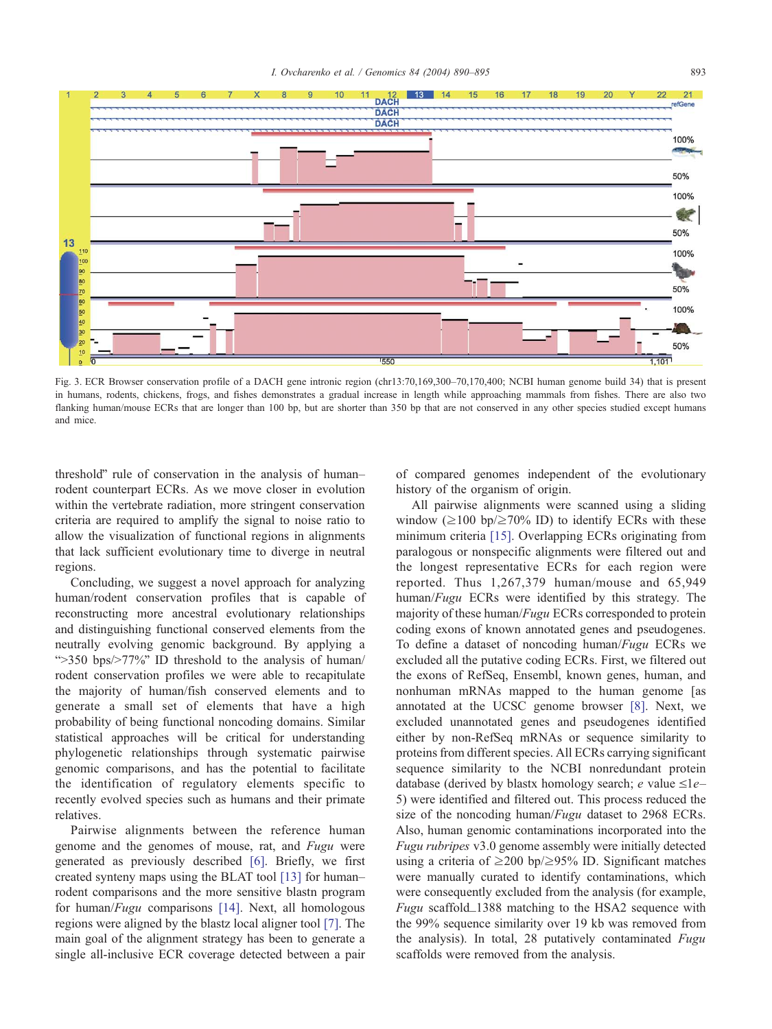Fig. 3. ECR Browser conservation profile of a DACH gene intronic region (chr13:70,169,300–70,170,400; NCBI human genome build 34) that is present in humans, rodents, chickens, frogs, and fishes demonstrates a gradual increase in length while approaching mammals from fishes. There are also two flanking human/mouse ECRs that are longer than 100 bp, but are shorter than 350 bp that are not conserved in any other species studied except humans and mice.

threshold" rule of conservation in the analysis of human–rodent counterpart ECRs. As we move closer in evolution within the vertebrate radiation, more stringent conservation criteria are required to amplify the signal to noise ratio to allow the visualization of functional regions in alignments that lack sufficient evolutionary time to diverge in neutral regions.

Concluding, we suggest a novel approach for analyzing human/rodent conservation profiles that is capable of reconstructing more ancestral evolutionary relationships and distinguishing functional conserved elements from the neutrally evolving genomic background. By applying a ">350 bps/>77%" ID threshold to the analysis of human/rodent conservation profiles we were able to recapitulate the majority of human/fish conserved elements and to generate a small set of elements that have a high probability of being functional noncoding domains. Similar statistical approaches will be critical for understanding phylogenetic relationships through systematic pairwise genomic comparisons, and has the potential to facilitate the identification of regulatory elements specific to recently evolved species such as humans and their primate relatives.

Pairwise alignments between the reference human genome and the genomes of mouse, rat, and *Fugu* were generated as previously described [6]. Briefly, we first created synteny maps using the BLAT tool [13] for human–rodent comparisons and the more sensitive blastn program for human/*Fugu* comparisons [14]. Next, all homologous regions were aligned by the blastz local aligner tool [7]. The main goal of the alignment strategy has been to generate a single all-inclusive ECR coverage detected between a pair of compared genomes independent of the evolutionary history of the organism of origin.

All pairwise alignments were scanned using a sliding window ($\geq$100 bp/$\geq$70% ID) to identify ECRs with these minimum criteria [15]. Overlapping ECRs originating from paralogous or nonspecific alignments were filtered out and the longest representative ECRs for each region were reported. Thus 1,267,379 human/mouse and 65,949 human/*Fugu* ECRs were identified by this strategy. The majority of these human/*Fugu* ECRs corresponded to protein coding exons of known annotated genes and pseudogenes. To define a dataset of noncoding human/*Fugu* ECRs we excluded all the putative coding ECRs. First, we filtered out the exons of RefSeq, Ensembl, known genes, human, and nonhuman mRNAs mapped to the human genome [as annotated at the UCSC genome browser [8]. Next, we excluded unannotated genes and pseudogenes identified either by non-RefSeq mRNAs or sequence similarity to proteins from different species. All ECRs carrying significant sequence similarity to the NCBI nonredundant protein database (derived by blastx homology search; *e* value $\leq$1*e*–5) were identified and filtered out. This process reduced the size of the noncoding human/*Fugu* dataset to 2968 ECRs. Also, human genomic contaminations incorporated into the *Fugu rubripes* v3.0 genome assembly were initially detected using a criteria of $\geq$200 bp/$\geq$95% ID. Significant matches were manually curated to identify contaminations, which were consequently excluded from the analysis (for example, *Fugu* scaffold_1388 matching to the HSA2 sequence with the 99% sequence similarity over 19 kb was removed from the analysis). In total, 28 putatively contaminated *Fugu* scaffolds were removed from the analysis.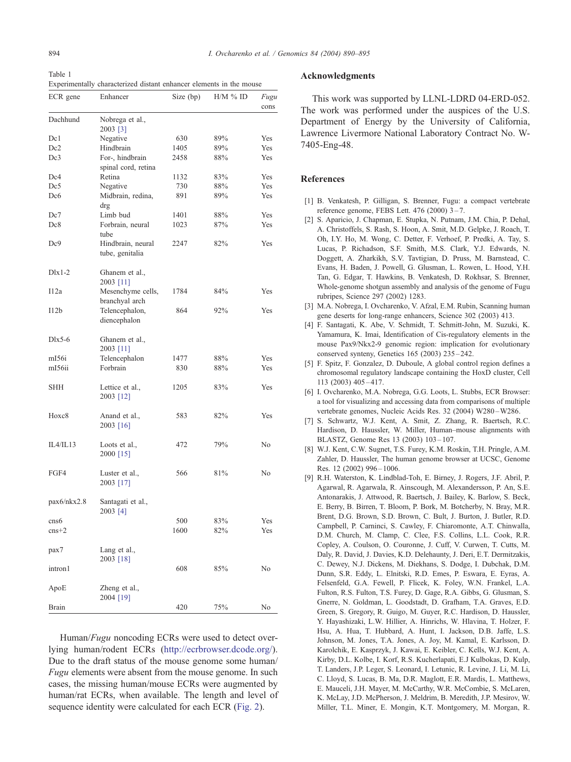Table 1
Experimentally characterized distant enhancer elements in the mouse

| ECR gene | Enhancer | Size (bp) | H/M % ID | *Fugu* cons |
|---|---|---|---|---|
| Dachhund | Nobrega et al., 2003 [3] | | | |
| Dc1 | Negative | 630 | 89% | Yes |
| Dc2 | Hindbrain | 1405 | 89% | Yes |
| Dc3 | For-, hindbrain spinal cord, retina | 2458 | 88% | Yes |
| Dc4 | Retina | 1132 | 83% | Yes |
| Dc5 | Negative | 730 | 88% | Yes |
| Dc6 | Midbrain, redina, drg | 891 | 89% | Yes |
| Dc7 | Limb bud | 1401 | 88% | Yes |
| Dc8 | Forbrain, neural tube | 1023 | 87% | Yes |
| Dc9 | Hindbrain, neural tube, genitalia | 2247 | 82% | Yes |
| Dlx1-2 | Ghanem et al., 2003 [11] | | | |
| I12a | Mesenchyme cells, branchyal arch | 1784 | 84% | Yes |
| I12b | Telencephalon, diencephalon | 864 | 92% | Yes |
| Dlx5-6 | Ghanem et al., 2003 [11] | | | |
| mI56i | Telencephalon | 1477 | 88% | Yes |
| mI56ii | Forbrain | 830 | 88% | Yes |
| SHH | Lettice et al., 2003 [12] | 1205 | 83% | Yes |
| Hoxc8 | Anand et al., 2003 [16] | 583 | 82% | Yes |
| IL4/IL13 | Loots et al., 2000 [15] | 472 | 79% | No |
| FGF4 | Luster et al., 2003 [17] | 566 | 81% | No |
| pax6/nkx2.8 | Santagati et al., 2003 [4] | | | |
| cns6 | | 500 | 83% | Yes |
| cns+2 | | 1600 | 82% | Yes |
| pax7 | Lang et al., 2003 [18] | | | |
| intron1 | | 608 | 85% | No |
| ApoE | Zheng et al., 2004 [19] | | | |
| Brain | | 420 | 75% | No |

Human/*Fugu* noncoding ECRs were used to detect overlying human/rodent ECRs (http://ecrbrowser.dcode.org/). Due to the draft status of the mouse genome some human/*Fugu* elements were absent from the mouse genome. In such cases, the missing human/mouse ECRs were augmented by human/rat ECRs, when available. The length and level of sequence identity were calculated for each ECR (Fig. 2).

## Acknowledgments

This work was supported by LLNL-LDRD 04-ERD-052. The work was performed under the auspices of the U.S. Department of Energy by the University of California, Lawrence Livermore National Laboratory Contract No. W-7405-Eng-48.

## References

[1] B. Venkatesh, P. Gilligan, S. Brenner, Fugu: a compact vertebrate reference genome, FEBS Lett. 476 (2000) 3–7.

[2] S. Aparicio, J. Chapman, E. Stupka, N. Putnam, J.M. Chia, P. Dehal, A. Christoffels, S. Rash, S. Hoon, A. Smit, M.D. Gelpke, J. Roach, T. Oh, I.Y. Ho, M. Wong, C. Detter, F. Verhoef, P. Predki, A. Tay, S. Lucas, P. Richadson, S.F. Smith, M.S. Clark, Y.J. Edwards, N. Doggett, A. Zharkikh, S.V. Tavtigian, D. Pruss, M. Barnstead, C. Evans, H. Baden, J. Powell, G. Glusman, L. Rowen, L. Hood, Y.H. Tan, G. Edgar, T. Hawkins, B. Venkatesh, D. Rokhsar, S. Brenner, Whole-genome shotgun assembly and analysis of the genome of Fugu rubripes, Science 297 (2002) 1283.

[3] M.A. Nobrega, I. Ovcharenko, V. Afzal, E.M. Rubin, Scanning human gene deserts for long-range enhancers, Science 302 (2003) 413.

[4] F. Santagati, K. Abe, V. Schmidt, T. Schmitt-John, M. Suzuki, K. Yamamura, K. Imai, Identification of Cis-regulatory elements in the mouse Pax9/Nkx2-9 genomic region: implication for evolutionary conserved synteny, Genetics 165 (2003) 235–242.

[5] F. Spitz, F. Gonzalez, D. Duboule, A global control region defines a chromosomal regulatory landscape containing the HoxD cluster, Cell 113 (2003) 405–417.

[6] I. Ovcharenko, M.A. Nobrega, G.G. Loots, L. Stubbs, ECR Browser: a tool for visualizing and accessing data from comparisons of multiple vertebrate genomes, Nucleic Acids Res. 32 (2004) W280–W286.

[7] S. Schwartz, W.J. Kent, A. Smit, Z. Zhang, R. Baertsch, R.C. Hardison, D. Haussler, W. Miller, Human–mouse alignments with BLASTZ, Genome Res 13 (2003) 103–107.

[8] W.J. Kent, C.W. Sugnet, T.S. Furey, K.M. Roskin, T.H. Pringle, A.M. Zahler, D. Haussler, The human genome browser at UCSC, Genome Res. 12 (2002) 996–1006.

[9] R.H. Waterston, K. Lindblad-Toh, E. Birney, J. Rogers, J.F. Abril, P. Agarwal, R. Agarwala, R. Ainscough, M. Alexandersson, P. An, S.E. Antonarakis, J. Attwood, R. Baertsch, J. Bailey, K. Barlow, S. Beck, E. Berry, B. Birren, T. Bloom, P. Bork, M. Botcherby, N. Bray, M.R. Brent, D.G. Brown, S.D. Brown, C. Bult, J. Burton, J. Butler, R.D. Campbell, P. Carninci, S. Cawley, F. Chiaromonte, A.T. Chinwalla, D.M. Church, M. Clamp, C. Clee, F.S. Collins, L.L. Cook, R.R. Copley, A. Coulson, O. Couronne, J. Cuff, V. Curwen, T. Cutts, M. Daly, R. David, J. Davies, K.D. Delehaunty, J. Deri, E.T. Dermitzakis, C. Dewey, N.J. Dickens, M. Diekhans, S. Dodge, I. Dubchak, D.M. Dunn, S.R. Eddy, L. Elnitski, R.D. Emes, P. Eswara, E. Eyras, A. Felsenfeld, G.A. Fewell, P. Flicek, K. Foley, W.N. Frankel, L.A. Fulton, R.S. Fulton, T.S. Furey, D. Gage, R.A. Gibbs, G. Glusman, S. Gnerre, N. Goldman, L. Goodstadt, D. Grafham, T.A. Graves, E.D. Green, S. Gregory, R. Guigo, M. Guyer, R.C. Hardison, D. Haussler, Y. Hayashizaki, L.W. Hillier, A. Hinrichs, W. Hlavina, T. Holzer, F. Hsu, A. Hua, T. Hubbard, A. Hunt, I. Jackson, D.B. Jaffe, L.S. Johnson, M. Jones, T.A. Jones, A. Joy, M. Kamal, E. Karlsson, D. Karolchik, E. Kasprzyk, J. Kawai, E. Keibler, C. Kells, W.J. Kent, A. Kirby, D.L. Kolbe, I. Korf, R.S. Kucherlapati, E.J Kulbokas, D. Kulp, T. Landers, J.P. Leger, S. Leonard, I. Letunic, R. Levine, J. Li, M. Li, C. Lloyd, S. Lucas, B. Ma, D.R. Maglott, E.R. Mardis, L. Matthews, E. Mauceli, J.H. Mayer, M. McCarthy, W.R. McCombie, S. McLaren, K. McLay, J.D. McPherson, J. Meldrim, B. Meredith, J.P. Mesirov, W. Miller, T.L. Miner, E. Mongin, K.T. Montgomery, M. Morgan, R.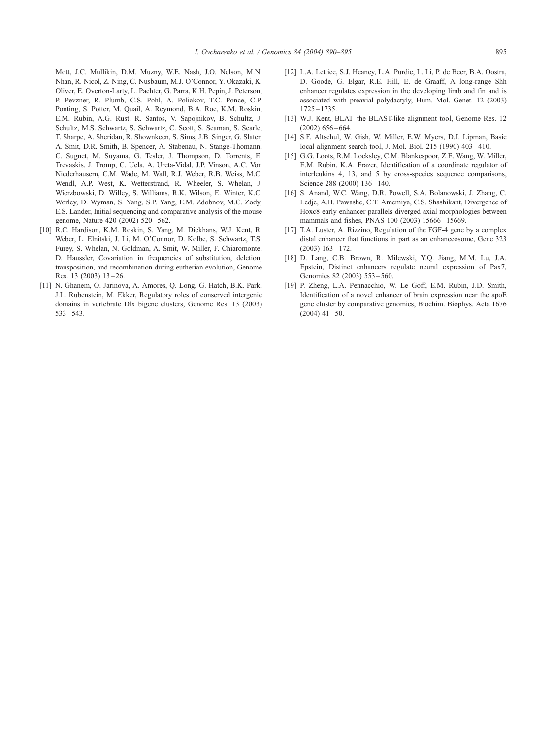Mott, J.C. Mullikin, D.M. Muzny, W.E. Nash, J.O. Nelson, M.N. Nhan, R. Nicol, Z. Ning, C. Nusbaum, M.J. O'Connor, Y. Okazaki, K. Oliver, E. Overton-Larty, L. Pachter, G. Parra, K.H. Pepin, J. Peterson, P. Pevzner, R. Plumb, C.S. Pohl, A. Poliakov, T.C. Ponce, C.P. Ponting, S. Potter, M. Quail, A. Reymond, B.A. Roe, K.M. Roskin, E.M. Rubin, A.G. Rust, R. Santos, V. Sapojnikov, B. Schultz, J. Schultz, M.S. Schwartz, S. Schwartz, C. Scott, S. Seaman, S. Searle, T. Sharpe, A. Sheridan, R. Shownkeen, S. Sims, J.B. Singer, G. Slater, A. Smit, D.R. Smith, B. Spencer, A. Stabenau, N. Stange-Thomann, C. Sugnet, M. Suyama, G. Tesler, J. Thompson, D. Torrents, E. Trevaskis, J. Tromp, C. Ucla, A. Ureta-Vidal, J.P. Vinson, A.C. Von Niederhausern, C.M. Wade, M. Wall, R.J. Weber, R.B. Weiss, M.C. Wendl, A.P. West, K. Wetterstrand, R. Wheeler, S. Whelan, J. Wierzbowski, D. Willey, S. Williams, R.K. Wilson, E. Winter, K.C. Worley, D. Wyman, S. Yang, S.P. Yang, E.M. Zdobnov, M.C. Zody, E.S. Lander, Initial sequencing and comparative analysis of the mouse genome, Nature 420 (2002) 520–562.

[10] R.C. Hardison, K.M. Roskin, S. Yang, M. Diekhans, W.J. Kent, R. Weber, L. Elnitski, J. Li, M. O'Connor, D. Kolbe, S. Schwartz, T.S. Furey, S. Whelan, N. Goldman, A. Smit, W. Miller, F. Chiaromonte, D. Haussler, Covariation in frequencies of substitution, deletion, transposition, and recombination during eutherian evolution, Genome Res. 13 (2003) 13–26.

[11] N. Ghanem, O. Jarinova, A. Amores, Q. Long, G. Hatch, B.K. Park, J.L. Rubenstein, M. Ekker, Regulatory roles of conserved intergenic domains in vertebrate Dlx bigene clusters, Genome Res. 13 (2003) 533–543.

[12] L.A. Lettice, S.J. Heaney, L.A. Purdie, L. Li, P. de Beer, B.A. Oostra, D. Goode, G. Elgar, R.E. Hill, E. de Graaff, A long-range Shh enhancer regulates expression in the developing limb and fin and is associated with preaxial polydactyly, Hum. Mol. Genet. 12 (2003) 1725–1735.

[13] W.J. Kent, BLAT–the BLAST-like alignment tool, Genome Res. 12 (2002) 656–664.

[14] S.F. Altschul, W. Gish, W. Miller, E.W. Myers, D.J. Lipman, Basic local alignment search tool, J. Mol. Biol. 215 (1990) 403–410.

[15] G.G. Loots, R.M. Locksley, C.M. Blankespoor, Z.E. Wang, W. Miller, E.M. Rubin, K.A. Frazer, Identification of a coordinate regulator of interleukins 4, 13, and 5 by cross-species sequence comparisons, Science 288 (2000) 136–140.

[16] S. Anand, W.C. Wang, D.R. Powell, S.A. Bolanowski, J. Zhang, C. Ledje, A.B. Pawashe, C.T. Amemiya, C.S. Shashikant, Divergence of Hoxc8 early enhancer parallels diverged axial morphologies between mammals and fishes, PNAS 100 (2003) 15666–15669.

[17] T.A. Luster, A. Rizzino, Regulation of the FGF-4 gene by a complex distal enhancer that functions in part as an enhanceosome, Gene 323 (2003) 163–172.

[18] D. Lang, C.B. Brown, R. Milewski, Y.Q. Jiang, M.M. Lu, J.A. Epstein, Distinct enhancers regulate neural expression of Pax7, Genomics 82 (2003) 553–560.

[19] P. Zheng, L.A. Pennacchio, W. Le Goff, E.M. Rubin, J.D. Smith, Identification of a novel enhancer of brain expression near the apoE gene cluster by comparative genomics, Biochim. Biophys. Acta 1676 (2004) 41–50.